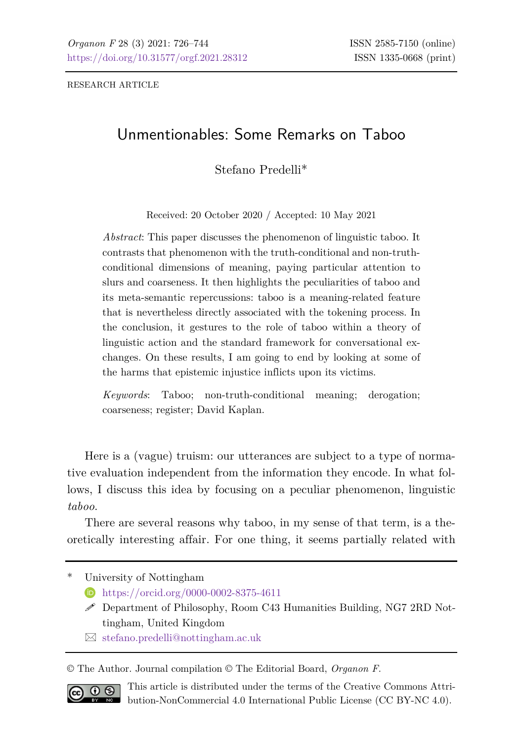RESEARCH ARTICLE

# Unmentionables: Some Remarks on Taboo

Stefano Predelli*

Received: 20 October 2020 / Accepted: 10 May 2021

*Abstract*: This paper discusses the phenomenon of linguistic taboo. It contrasts that phenomenon with the truth-conditional and non-truth-conditional dimensions of meaning, paying particular attention to slurs and coarseness. It then highlights the peculiarities of taboo and its meta-semantic repercussions: taboo is a meaning-related feature that is nevertheless directly associated with the tokening process. In the conclusion, it gestures to the role of taboo within a theory of linguistic action and the standard framework for conversational exchanges. On these results, I am going to end by looking at some of the harms that epistemic injustice inflicts upon its victims.

*Keywords*: Taboo; non-truth-conditional meaning; derogation; coarseness; register; David Kaplan.

Here is a (vague) truism: our utterances are subject to a type of normative evaluation independent from the information they encode. In what follows, I discuss this idea by focusing on a peculiar phenomenon, linguistic *taboo*.

There are several reasons why taboo, in my sense of that term, is a theoretically interesting affair. For one thing, it seems partially related with

---

\* University of Nottingham

https://orcid.org/0000-0002-8375-4611

Department of Philosophy, Room C43 Humanities Building, NG7 2RD Nottingham, United Kingdom

stefano.predelli@nottingham.ac.uk

© The Author. Journal compilation © The Editorial Board, *Organon F*.

This article is distributed under the terms of the Creative Commons Attribution-NonCommercial 4.0 International Public License (CC BY-NC 4.0).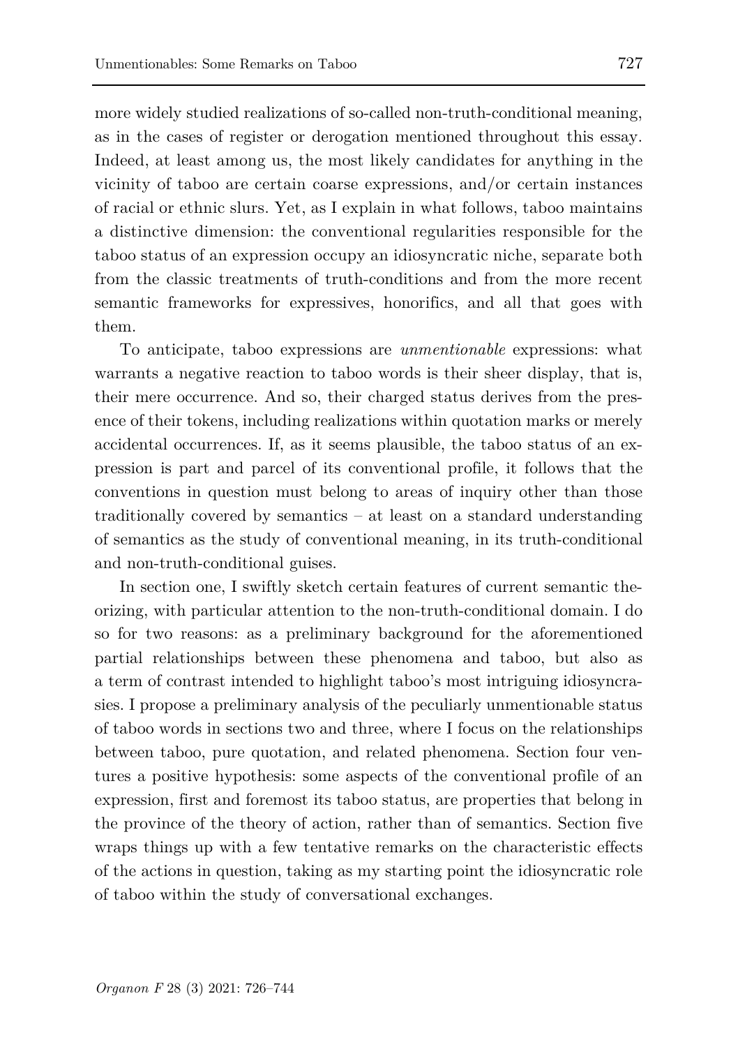more widely studied realizations of so-called non-truth-conditional meaning, as in the cases of register or derogation mentioned throughout this essay. Indeed, at least among us, the most likely candidates for anything in the vicinity of taboo are certain coarse expressions, and/or certain instances of racial or ethnic slurs. Yet, as I explain in what follows, taboo maintains a distinctive dimension: the conventional regularities responsible for the taboo status of an expression occupy an idiosyncratic niche, separate both from the classic treatments of truth-conditions and from the more recent semantic frameworks for expressives, honorifics, and all that goes with them.

To anticipate, taboo expressions are *unmentionable* expressions: what warrants a negative reaction to taboo words is their sheer display, that is, their mere occurrence. And so, their charged status derives from the presence of their tokens, including realizations within quotation marks or merely accidental occurrences. If, as it seems plausible, the taboo status of an expression is part and parcel of its conventional profile, it follows that the conventions in question must belong to areas of inquiry other than those traditionally covered by semantics – at least on a standard understanding of semantics as the study of conventional meaning, in its truth-conditional and non-truth-conditional guises.

In section one, I swiftly sketch certain features of current semantic theorizing, with particular attention to the non-truth-conditional domain. I do so for two reasons: as a preliminary background for the aforementioned partial relationships between these phenomena and taboo, but also as a term of contrast intended to highlight taboo's most intriguing idiosyncrasies. I propose a preliminary analysis of the peculiarly unmentionable status of taboo words in sections two and three, where I focus on the relationships between taboo, pure quotation, and related phenomena. Section four ventures a positive hypothesis: some aspects of the conventional profile of an expression, first and foremost its taboo status, are properties that belong in the province of the theory of action, rather than of semantics. Section five wraps things up with a few tentative remarks on the characteristic effects of the actions in question, taking as my starting point the idiosyncratic role of taboo within the study of conversational exchanges.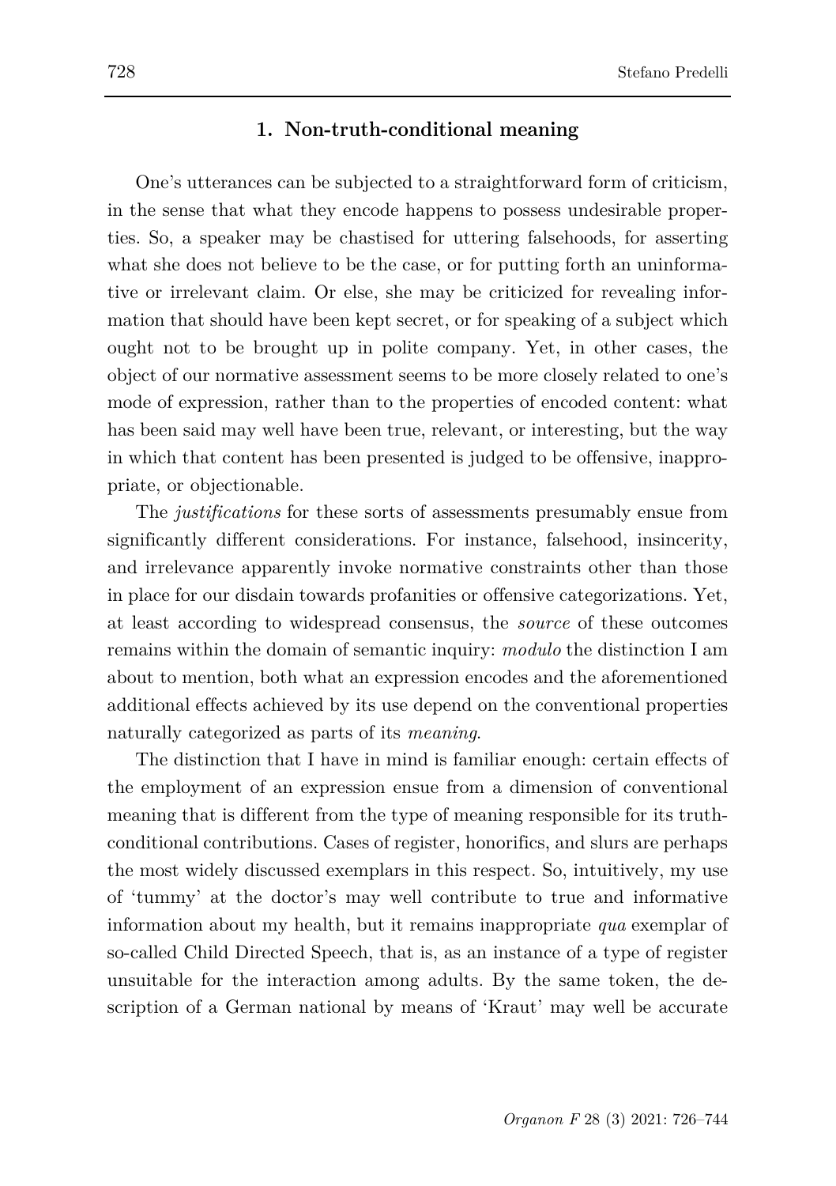## 1. Non-truth-conditional meaning

One's utterances can be subjected to a straightforward form of criticism, in the sense that what they encode happens to possess undesirable properties. So, a speaker may be chastised for uttering falsehoods, for asserting what she does not believe to be the case, or for putting forth an uninformative or irrelevant claim. Or else, she may be criticized for revealing information that should have been kept secret, or for speaking of a subject which ought not to be brought up in polite company. Yet, in other cases, the object of our normative assessment seems to be more closely related to one's mode of expression, rather than to the properties of encoded content: what has been said may well have been true, relevant, or interesting, but the way in which that content has been presented is judged to be offensive, inappropriate, or objectionable.

The *justifications* for these sorts of assessments presumably ensue from significantly different considerations. For instance, falsehood, insincerity, and irrelevance apparently invoke normative constraints other than those in place for our disdain towards profanities or offensive categorizations. Yet, at least according to widespread consensus, the *source* of these outcomes remains within the domain of semantic inquiry: *modulo* the distinction I am about to mention, both what an expression encodes and the aforementioned additional effects achieved by its use depend on the conventional properties naturally categorized as parts of its *meaning*.

The distinction that I have in mind is familiar enough: certain effects of the employment of an expression ensue from a dimension of conventional meaning that is different from the type of meaning responsible for its truth-conditional contributions. Cases of register, honorifics, and slurs are perhaps the most widely discussed exemplars in this respect. So, intuitively, my use of 'tummy' at the doctor's may well contribute to true and informative information about my health, but it remains inappropriate *qua* exemplar of so-called Child Directed Speech, that is, as an instance of a type of register unsuitable for the interaction among adults. By the same token, the description of a German national by means of 'Kraut' may well be accurate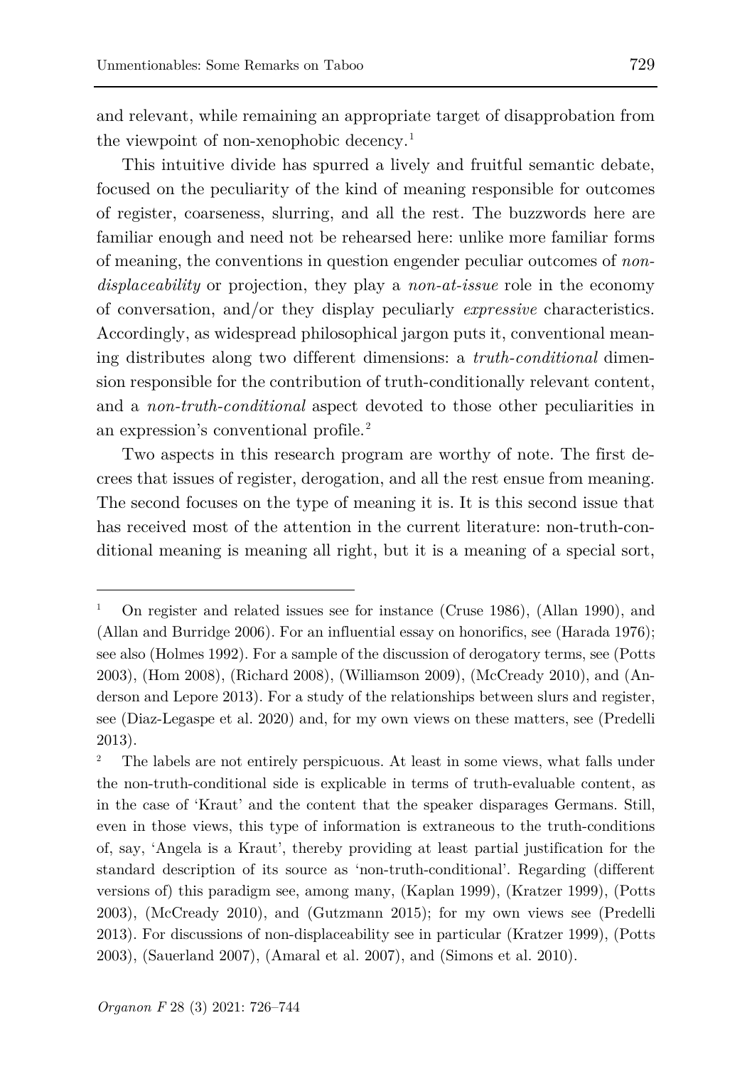and relevant, while remaining an appropriate target of disapprobation from the viewpoint of non-xenophobic decency.[1]

This intuitive divide has spurred a lively and fruitful semantic debate, focused on the peculiarity of the kind of meaning responsible for outcomes of register, coarseness, slurring, and all the rest. The buzzwords here are familiar enough and need not be rehearsed here: unlike more familiar forms of meaning, the conventions in question engender peculiar outcomes of *non-displaceability* or projection, they play a *non-at-issue* role in the economy of conversation, and/or they display peculiarly *expressive* characteristics. Accordingly, as widespread philosophical jargon puts it, conventional meaning distributes along two different dimensions: a *truth-conditional* dimension responsible for the contribution of truth-conditionally relevant content, and a *non-truth-conditional* aspect devoted to those other peculiarities in an expression's conventional profile.[2]

Two aspects in this research program are worthy of note. The first decrees that issues of register, derogation, and all the rest ensue from meaning. The second focuses on the type of meaning it is. It is this second issue that has received most of the attention in the current literature: non-truth-conditional meaning is meaning all right, but it is a meaning of a special sort,

---

[1] On register and related issues see for instance (Cruse 1986), (Allan 1990), and (Allan and Burridge 2006). For an influential essay on honorifics, see (Harada 1976); see also (Holmes 1992). For a sample of the discussion of derogatory terms, see (Potts 2003), (Hom 2008), (Richard 2008), (Williamson 2009), (McCready 2010), and (Anderson and Lepore 2013). For a study of the relationships between slurs and register, see (Diaz-Legaspe et al. 2020) and, for my own views on these matters, see (Predelli 2013).

[2] The labels are not entirely perspicuous. At least in some views, what falls under the non-truth-conditional side is explicable in terms of truth-evaluable content, as in the case of 'Kraut' and the content that the speaker disparages Germans. Still, even in those views, this type of information is extraneous to the truth-conditions of, say, 'Angela is a Kraut', thereby providing at least partial justification for the standard description of its source as 'non-truth-conditional'. Regarding (different versions of) this paradigm see, among many, (Kaplan 1999), (Kratzer 1999), (Potts 2003), (McCready 2010), and (Gutzmann 2015); for my own views see (Predelli 2013). For discussions of non-displaceability see in particular (Kratzer 1999), (Potts 2003), (Sauerland 2007), (Amaral et al. 2007), and (Simons et al. 2010).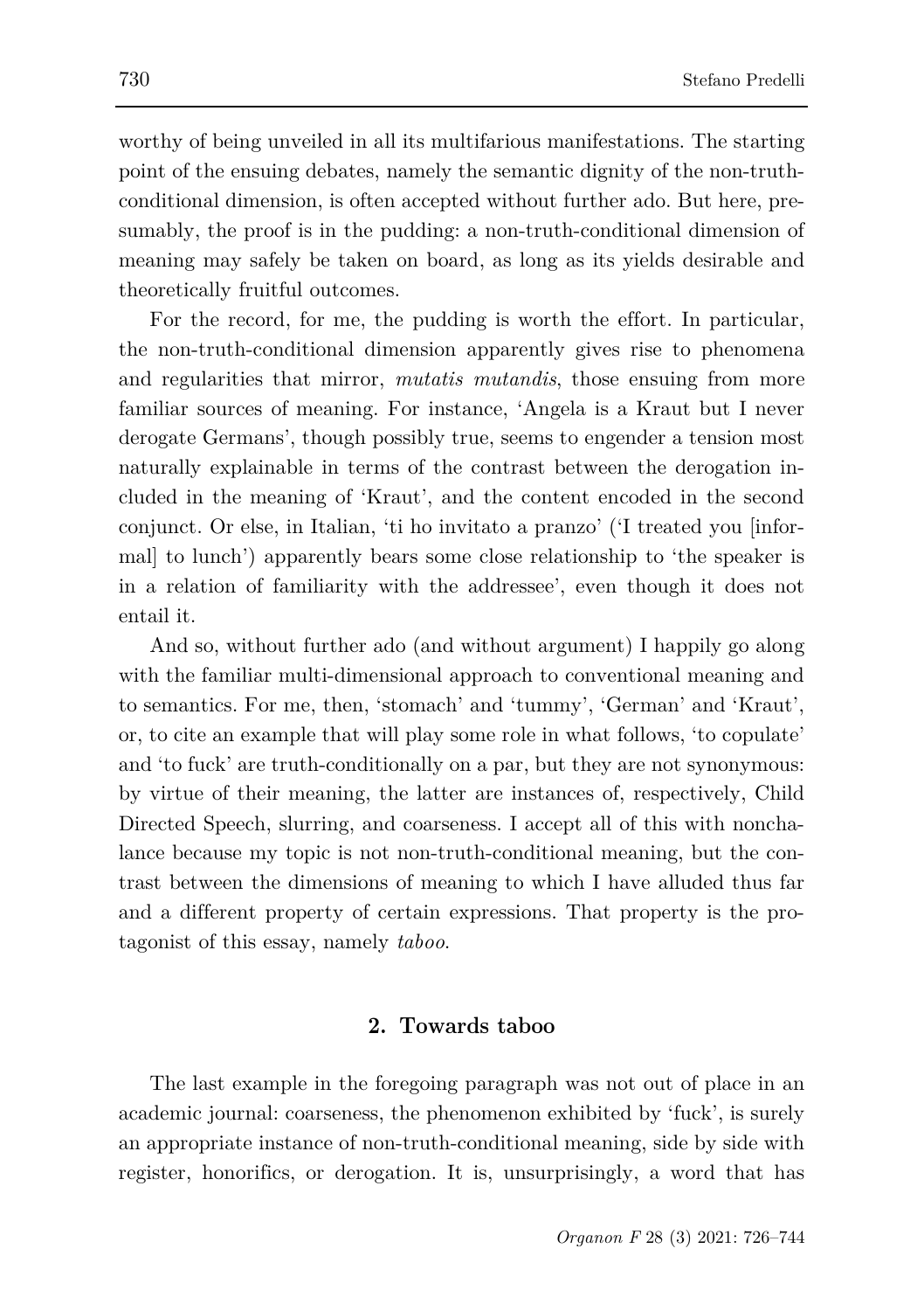worthy of being unveiled in all its multifarious manifestations. The starting point of the ensuing debates, namely the semantic dignity of the non-truth-conditional dimension, is often accepted without further ado. But here, presumably, the proof is in the pudding: a non-truth-conditional dimension of meaning may safely be taken on board, as long as its yields desirable and theoretically fruitful outcomes.

For the record, for me, the pudding is worth the effort. In particular, the non-truth-conditional dimension apparently gives rise to phenomena and regularities that mirror, *mutatis mutandis*, those ensuing from more familiar sources of meaning. For instance, 'Angela is a Kraut but I never derogate Germans', though possibly true, seems to engender a tension most naturally explainable in terms of the contrast between the derogation included in the meaning of 'Kraut', and the content encoded in the second conjunct. Or else, in Italian, 'ti ho invitato a pranzo' ('I treated you [informal] to lunch') apparently bears some close relationship to 'the speaker is in a relation of familiarity with the addressee', even though it does not entail it.

And so, without further ado (and without argument) I happily go along with the familiar multi-dimensional approach to conventional meaning and to semantics. For me, then, 'stomach' and 'tummy', 'German' and 'Kraut', or, to cite an example that will play some role in what follows, 'to copulate' and 'to fuck' are truth-conditionally on a par, but they are not synonymous: by virtue of their meaning, the latter are instances of, respectively, Child Directed Speech, slurring, and coarseness. I accept all of this with nonchalance because my topic is not non-truth-conditional meaning, but the contrast between the dimensions of meaning to which I have alluded thus far and a different property of certain expressions. That property is the protagonist of this essay, namely *taboo*.

## 2. Towards taboo

The last example in the foregoing paragraph was not out of place in an academic journal: coarseness, the phenomenon exhibited by 'fuck', is surely an appropriate instance of non-truth-conditional meaning, side by side with register, honorifics, or derogation. It is, unsurprisingly, a word that has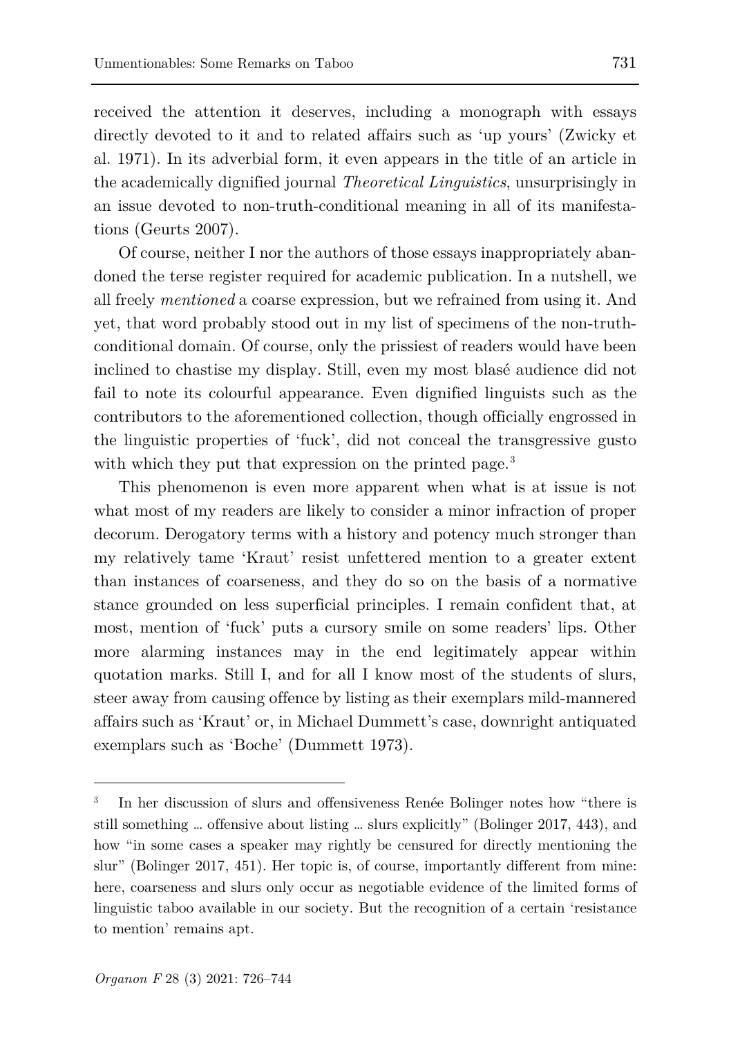received the attention it deserves, including a monograph with essays directly devoted to it and to related affairs such as 'up yours' (Zwicky et al. 1971). In its adverbial form, it even appears in the title of an article in the academically dignified journal *Theoretical Linguistics*, unsurprisingly in an issue devoted to non-truth-conditional meaning in all of its manifestations (Geurts 2007).

Of course, neither I nor the authors of those essays inappropriately abandoned the terse register required for academic publication. In a nutshell, we all freely *mentioned* a coarse expression, but we refrained from using it. And yet, that word probably stood out in my list of specimens of the non-truth-conditional domain. Of course, only the prissiest of readers would have been inclined to chastise my display. Still, even my most blasé audience did not fail to note its colourful appearance. Even dignified linguists such as the contributors to the aforementioned collection, though officially engrossed in the linguistic properties of 'fuck', did not conceal the transgressive gusto with which they put that expression on the printed page.[3]

This phenomenon is even more apparent when what is at issue is not what most of my readers are likely to consider a minor infraction of proper decorum. Derogatory terms with a history and potency much stronger than my relatively tame 'Kraut' resist unfettered mention to a greater extent than instances of coarseness, and they do so on the basis of a normative stance grounded on less superficial principles. I remain confident that, at most, mention of 'fuck' puts a cursory smile on some readers' lips. Other more alarming instances may in the end legitimately appear within quotation marks. Still I, and for all I know most of the students of slurs, steer away from causing offence by listing as their exemplars mild-mannered affairs such as 'Kraut' or, in Michael Dummett's case, downright antiquated exemplars such as 'Boche' (Dummett 1973).

---

[3] In her discussion of slurs and offensiveness Renée Bolinger notes how "there is still something … offensive about listing … slurs explicitly" (Bolinger 2017, 443), and how "in some cases a speaker may rightly be censured for directly mentioning the slur" (Bolinger 2017, 451). Her topic is, of course, importantly different from mine: here, coarseness and slurs only occur as negotiable evidence of the limited forms of linguistic taboo available in our society. But the recognition of a certain 'resistance to mention' remains apt.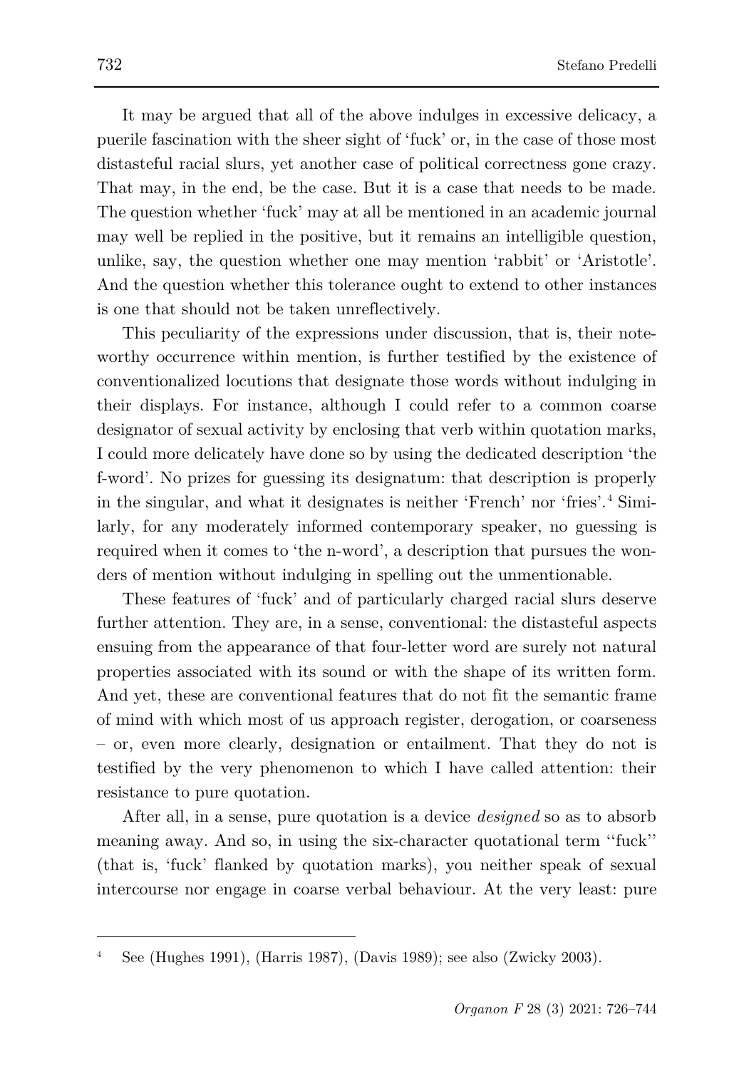It may be argued that all of the above indulges in excessive delicacy, a puerile fascination with the sheer sight of 'fuck' or, in the case of those most distasteful racial slurs, yet another case of political correctness gone crazy. That may, in the end, be the case. But it is a case that needs to be made. The question whether 'fuck' may at all be mentioned in an academic journal may well be replied in the positive, but it remains an intelligible question, unlike, say, the question whether one may mention 'rabbit' or 'Aristotle'. And the question whether this tolerance ought to extend to other instances is one that should not be taken unreflectively.

This peculiarity of the expressions under discussion, that is, their noteworthy occurrence within mention, is further testified by the existence of conventionalized locutions that designate those words without indulging in their displays. For instance, although I could refer to a common coarse designator of sexual activity by enclosing that verb within quotation marks, I could more delicately have done so by using the dedicated description 'the f-word'. No prizes for guessing its designatum: that description is properly in the singular, and what it designates is neither 'French' nor 'fries'.[4] Similarly, for any moderately informed contemporary speaker, no guessing is required when it comes to 'the n-word', a description that pursues the wonders of mention without indulging in spelling out the unmentionable.

These features of 'fuck' and of particularly charged racial slurs deserve further attention. They are, in a sense, conventional: the distasteful aspects ensuing from the appearance of that four-letter word are surely not natural properties associated with its sound or with the shape of its written form. And yet, these are conventional features that do not fit the semantic frame of mind with which most of us approach register, derogation, or coarseness – or, even more clearly, designation or entailment. That they do not is testified by the very phenomenon to which I have called attention: their resistance to pure quotation.

After all, in a sense, pure quotation is a device *designed* so as to absorb meaning away. And so, in using the six-character quotational term ''fuck'' (that is, 'fuck' flanked by quotation marks), you neither speak of sexual intercourse nor engage in coarse verbal behaviour. At the very least: pure

---

[4] See (Hughes 1991), (Harris 1987), (Davis 1989); see also (Zwicky 2003).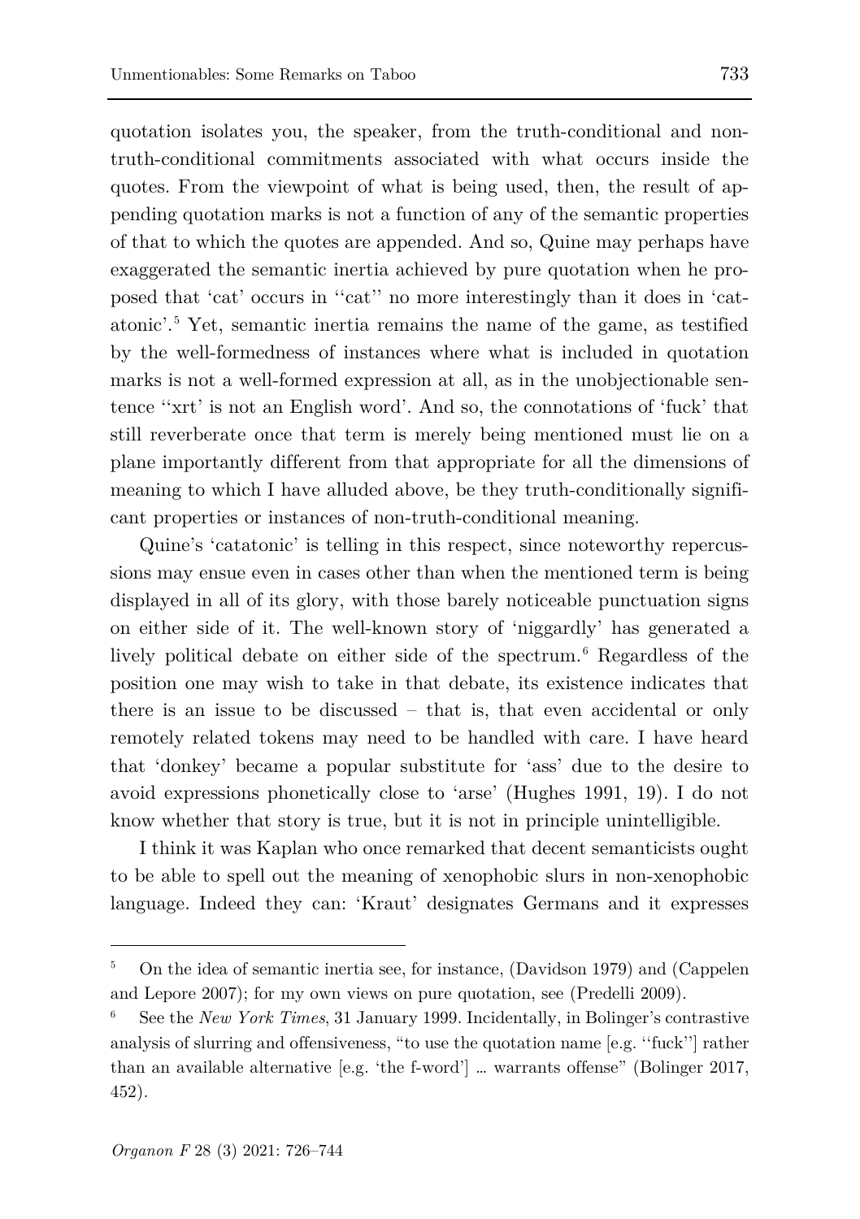quotation isolates you, the speaker, from the truth-conditional and non-truth-conditional commitments associated with what occurs inside the quotes. From the viewpoint of what is being used, then, the result of appending quotation marks is not a function of any of the semantic properties of that to which the quotes are appended. And so, Quine may perhaps have exaggerated the semantic inertia achieved by pure quotation when he proposed that 'cat' occurs in ''cat'' no more interestingly than it does in 'catatonic'.[5] Yet, semantic inertia remains the name of the game, as testified by the well-formedness of instances where what is included in quotation marks is not a well-formed expression at all, as in the unobjectionable sentence ''xrt' is not an English word'. And so, the connotations of 'fuck' that still reverberate once that term is merely being mentioned must lie on a plane importantly different from that appropriate for all the dimensions of meaning to which I have alluded above, be they truth-conditionally significant properties or instances of non-truth-conditional meaning.

Quine's 'catatonic' is telling in this respect, since noteworthy repercussions may ensue even in cases other than when the mentioned term is being displayed in all of its glory, with those barely noticeable punctuation signs on either side of it. The well-known story of 'niggardly' has generated a lively political debate on either side of the spectrum.[6] Regardless of the position one may wish to take in that debate, its existence indicates that there is an issue to be discussed – that is, that even accidental or only remotely related tokens may need to be handled with care. I have heard that 'donkey' became a popular substitute for 'ass' due to the desire to avoid expressions phonetically close to 'arse' (Hughes 1991, 19). I do not know whether that story is true, but it is not in principle unintelligible.

I think it was Kaplan who once remarked that decent semanticists ought to be able to spell out the meaning of xenophobic slurs in non-xenophobic language. Indeed they can: 'Kraut' designates Germans and it expresses

---

[5] On the idea of semantic inertia see, for instance, (Davidson 1979) and (Cappelen and Lepore 2007); for my own views on pure quotation, see (Predelli 2009).

[6] See the *New York Times*, 31 January 1999. Incidentally, in Bolinger's contrastive analysis of slurring and offensiveness, "to use the quotation name [e.g. ''fuck''] rather than an available alternative [e.g. 'the f-word'] … warrants offense" (Bolinger 2017, 452).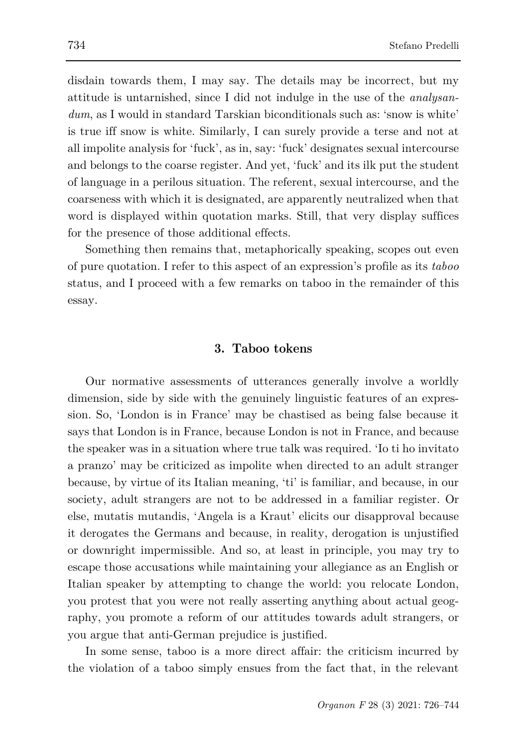disdain towards them, I may say. The details may be incorrect, but my attitude is untarnished, since I did not indulge in the use of the *analysandum*, as I would in standard Tarskian biconditionals such as: 'snow is white' is true iff snow is white. Similarly, I can surely provide a terse and not at all impolite analysis for 'fuck', as in, say: 'fuck' designates sexual intercourse and belongs to the coarse register. And yet, 'fuck' and its ilk put the student of language in a perilous situation. The referent, sexual intercourse, and the coarseness with which it is designated, are apparently neutralized when that word is displayed within quotation marks. Still, that very display suffices for the presence of those additional effects.

Something then remains that, metaphorically speaking, scopes out even of pure quotation. I refer to this aspect of an expression's profile as its *taboo* status, and I proceed with a few remarks on taboo in the remainder of this essay.

## 3. Taboo tokens

Our normative assessments of utterances generally involve a worldly dimension, side by side with the genuinely linguistic features of an expression. So, 'London is in France' may be chastised as being false because it says that London is in France, because London is not in France, and because the speaker was in a situation where true talk was required. 'Io ti ho invitato a pranzo' may be criticized as impolite when directed to an adult stranger because, by virtue of its Italian meaning, 'ti' is familiar, and because, in our society, adult strangers are not to be addressed in a familiar register. Or else, mutatis mutandis, 'Angela is a Kraut' elicits our disapproval because it derogates the Germans and because, in reality, derogation is unjustified or downright impermissible. And so, at least in principle, you may try to escape those accusations while maintaining your allegiance as an English or Italian speaker by attempting to change the world: you relocate London, you protest that you were not really asserting anything about actual geography, you promote a reform of our attitudes towards adult strangers, or you argue that anti-German prejudice is justified.

In some sense, taboo is a more direct affair: the criticism incurred by the violation of a taboo simply ensues from the fact that, in the relevant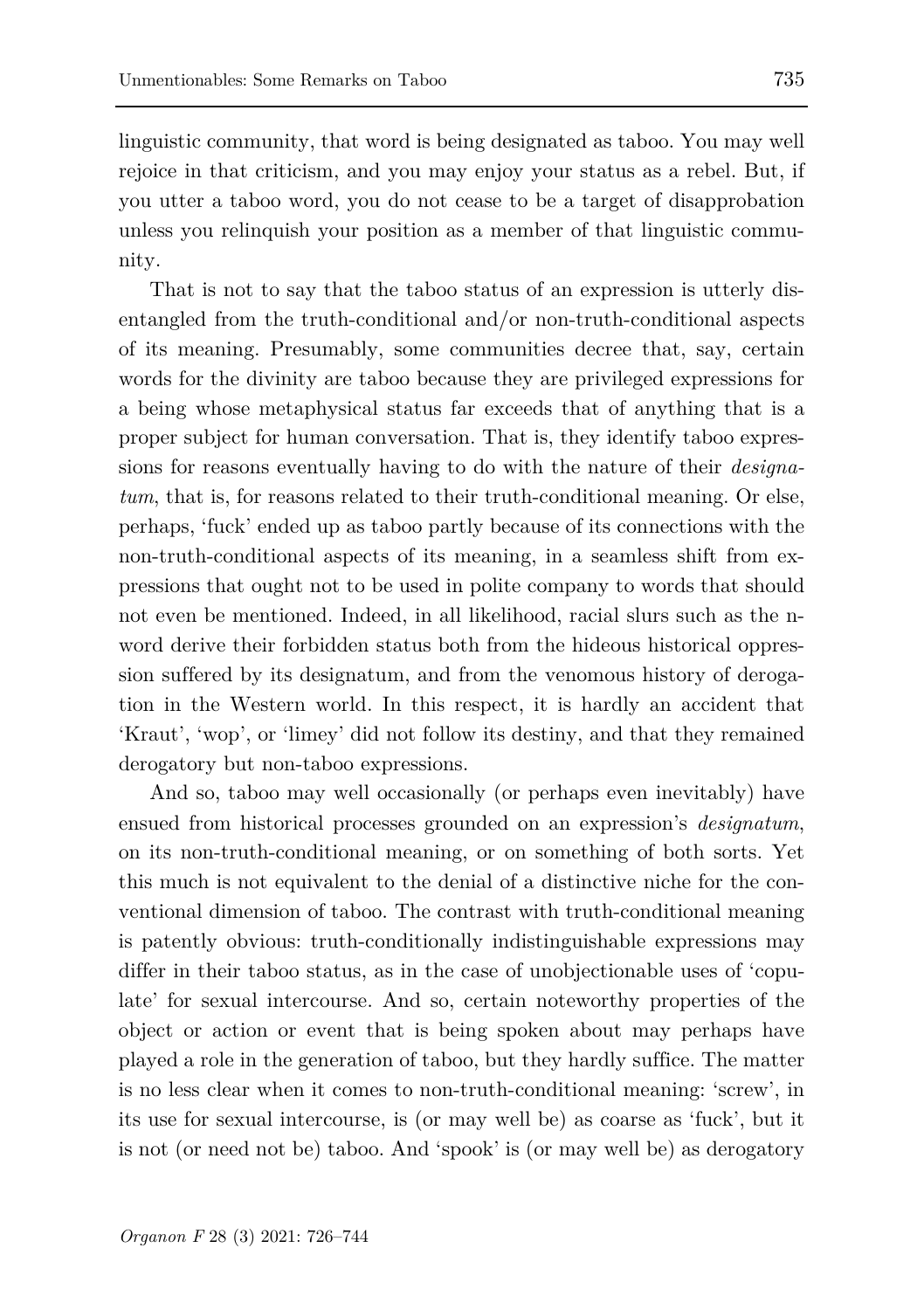linguistic community, that word is being designated as taboo. You may well rejoice in that criticism, and you may enjoy your status as a rebel. But, if you utter a taboo word, you do not cease to be a target of disapprobation unless you relinquish your position as a member of that linguistic community.

That is not to say that the taboo status of an expression is utterly disentangled from the truth-conditional and/or non-truth-conditional aspects of its meaning. Presumably, some communities decree that, say, certain words for the divinity are taboo because they are privileged expressions for a being whose metaphysical status far exceeds that of anything that is a proper subject for human conversation. That is, they identify taboo expressions for reasons eventually having to do with the nature of their *designatum*, that is, for reasons related to their truth-conditional meaning. Or else, perhaps, 'fuck' ended up as taboo partly because of its connections with the non-truth-conditional aspects of its meaning, in a seamless shift from expressions that ought not to be used in polite company to words that should not even be mentioned. Indeed, in all likelihood, racial slurs such as the n-word derive their forbidden status both from the hideous historical oppression suffered by its designatum, and from the venomous history of derogation in the Western world. In this respect, it is hardly an accident that 'Kraut', 'wop', or 'limey' did not follow its destiny, and that they remained derogatory but non-taboo expressions.

And so, taboo may well occasionally (or perhaps even inevitably) have ensued from historical processes grounded on an expression's *designatum*, on its non-truth-conditional meaning, or on something of both sorts. Yet this much is not equivalent to the denial of a distinctive niche for the conventional dimension of taboo. The contrast with truth-conditional meaning is patently obvious: truth-conditionally indistinguishable expressions may differ in their taboo status, as in the case of unobjectionable uses of 'copulate' for sexual intercourse. And so, certain noteworthy properties of the object or action or event that is being spoken about may perhaps have played a role in the generation of taboo, but they hardly suffice. The matter is no less clear when it comes to non-truth-conditional meaning: 'screw', in its use for sexual intercourse, is (or may well be) as coarse as 'fuck', but it is not (or need not be) taboo. And 'spook' is (or may well be) as derogatory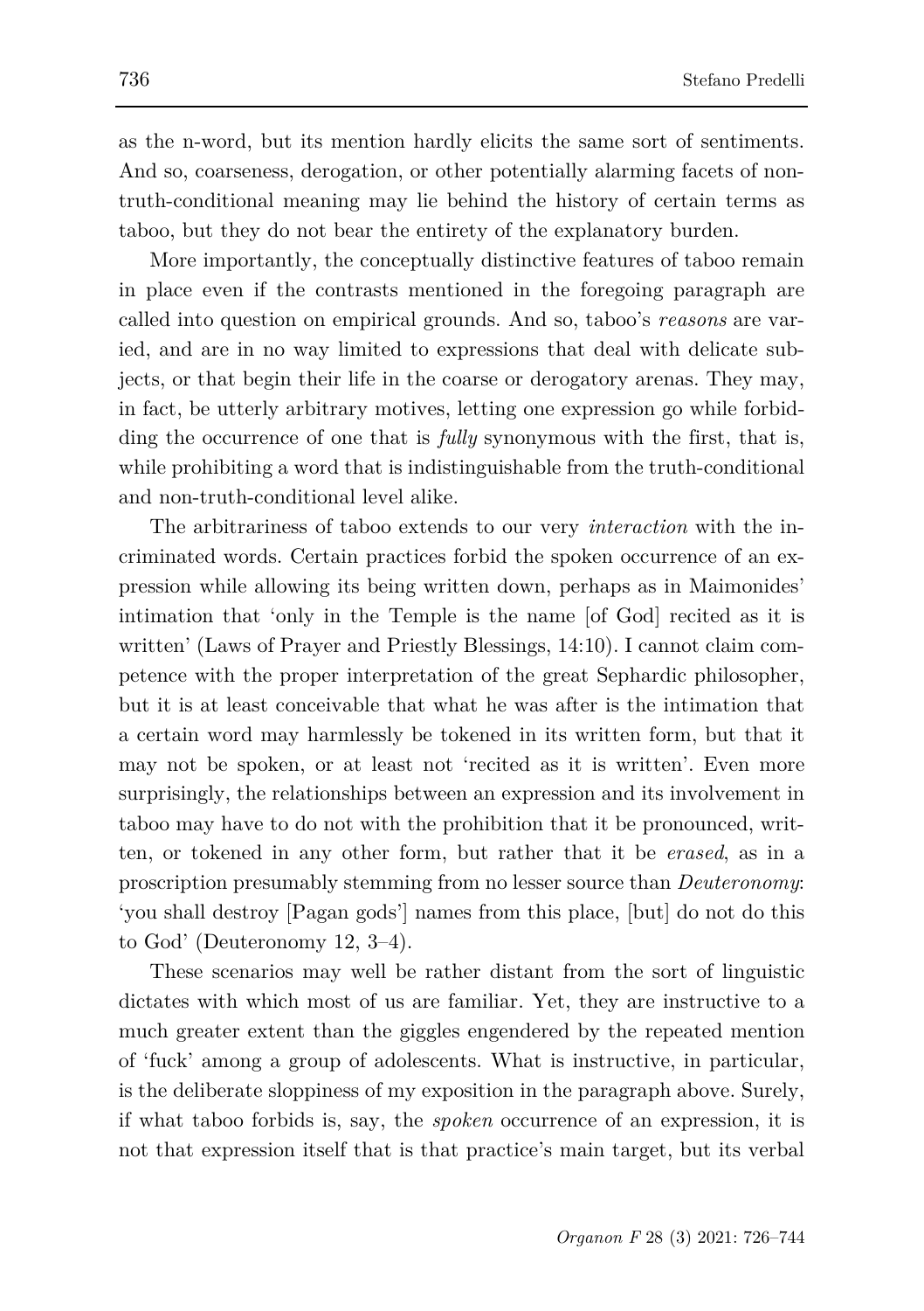as the n-word, but its mention hardly elicits the same sort of sentiments. And so, coarseness, derogation, or other potentially alarming facets of non-truth-conditional meaning may lie behind the history of certain terms as taboo, but they do not bear the entirety of the explanatory burden.

More importantly, the conceptually distinctive features of taboo remain in place even if the contrasts mentioned in the foregoing paragraph are called into question on empirical grounds. And so, taboo's *reasons* are varied, and are in no way limited to expressions that deal with delicate subjects, or that begin their life in the coarse or derogatory arenas. They may, in fact, be utterly arbitrary motives, letting one expression go while forbidding the occurrence of one that is *fully* synonymous with the first, that is, while prohibiting a word that is indistinguishable from the truth-conditional and non-truth-conditional level alike.

The arbitrariness of taboo extends to our very *interaction* with the incriminated words. Certain practices forbid the spoken occurrence of an expression while allowing its being written down, perhaps as in Maimonides' intimation that 'only in the Temple is the name [of God] recited as it is written' (Laws of Prayer and Priestly Blessings, 14:10). I cannot claim competence with the proper interpretation of the great Sephardic philosopher, but it is at least conceivable that what he was after is the intimation that a certain word may harmlessly be tokened in its written form, but that it may not be spoken, or at least not 'recited as it is written'. Even more surprisingly, the relationships between an expression and its involvement in taboo may have to do not with the prohibition that it be pronounced, written, or tokened in any other form, but rather that it be *erased*, as in a proscription presumably stemming from no lesser source than *Deuteronomy*: 'you shall destroy [Pagan gods'] names from this place, [but] do not do this to God' (Deuteronomy 12, 3–4).

These scenarios may well be rather distant from the sort of linguistic dictates with which most of us are familiar. Yet, they are instructive to a much greater extent than the giggles engendered by the repeated mention of 'fuck' among a group of adolescents. What is instructive, in particular, is the deliberate sloppiness of my exposition in the paragraph above. Surely, if what taboo forbids is, say, the *spoken* occurrence of an expression, it is not that expression itself that is that practice's main target, but its verbal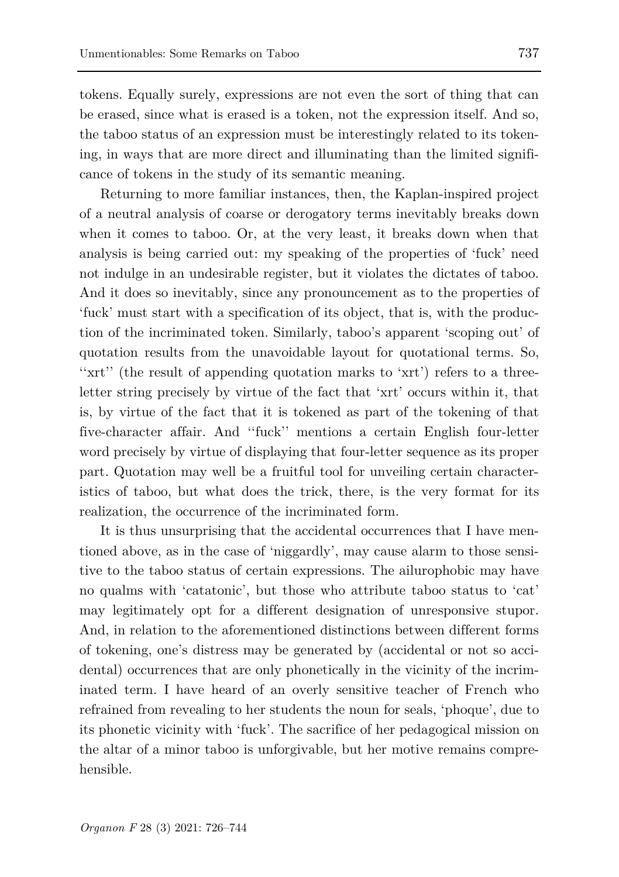tokens. Equally surely, expressions are not even the sort of thing that can be erased, since what is erased is a token, not the expression itself. And so, the taboo status of an expression must be interestingly related to its tokening, in ways that are more direct and illuminating than the limited significance of tokens in the study of its semantic meaning.

Returning to more familiar instances, then, the Kaplan-inspired project of a neutral analysis of coarse or derogatory terms inevitably breaks down when it comes to taboo. Or, at the very least, it breaks down when that analysis is being carried out: my speaking of the properties of 'fuck' need not indulge in an undesirable register, but it violates the dictates of taboo. And it does so inevitably, since any pronouncement as to the properties of 'fuck' must start with a specification of its object, that is, with the production of the incriminated token. Similarly, taboo's apparent 'scoping out' of quotation results from the unavoidable layout for quotational terms. So, ''xrt'' (the result of appending quotation marks to 'xrt') refers to a three-letter string precisely by virtue of the fact that 'xrt' occurs within it, that is, by virtue of the fact that it is tokened as part of the tokening of that five-character affair. And ''fuck'' mentions a certain English four-letter word precisely by virtue of displaying that four-letter sequence as its proper part. Quotation may well be a fruitful tool for unveiling certain characteristics of taboo, but what does the trick, there, is the very format for its realization, the occurrence of the incriminated form.

It is thus unsurprising that the accidental occurrences that I have mentioned above, as in the case of 'niggardly', may cause alarm to those sensitive to the taboo status of certain expressions. The ailurophobic may have no qualms with 'catatonic', but those who attribute taboo status to 'cat' may legitimately opt for a different designation of unresponsive stupor. And, in relation to the aforementioned distinctions between different forms of tokening, one's distress may be generated by (accidental or not so accidental) occurrences that are only phonetically in the vicinity of the incriminated term. I have heard of an overly sensitive teacher of French who refrained from revealing to her students the noun for seals, 'phoque', due to its phonetic vicinity with 'fuck'. The sacrifice of her pedagogical mission on the altar of a minor taboo is unforgivable, but her motive remains comprehensible.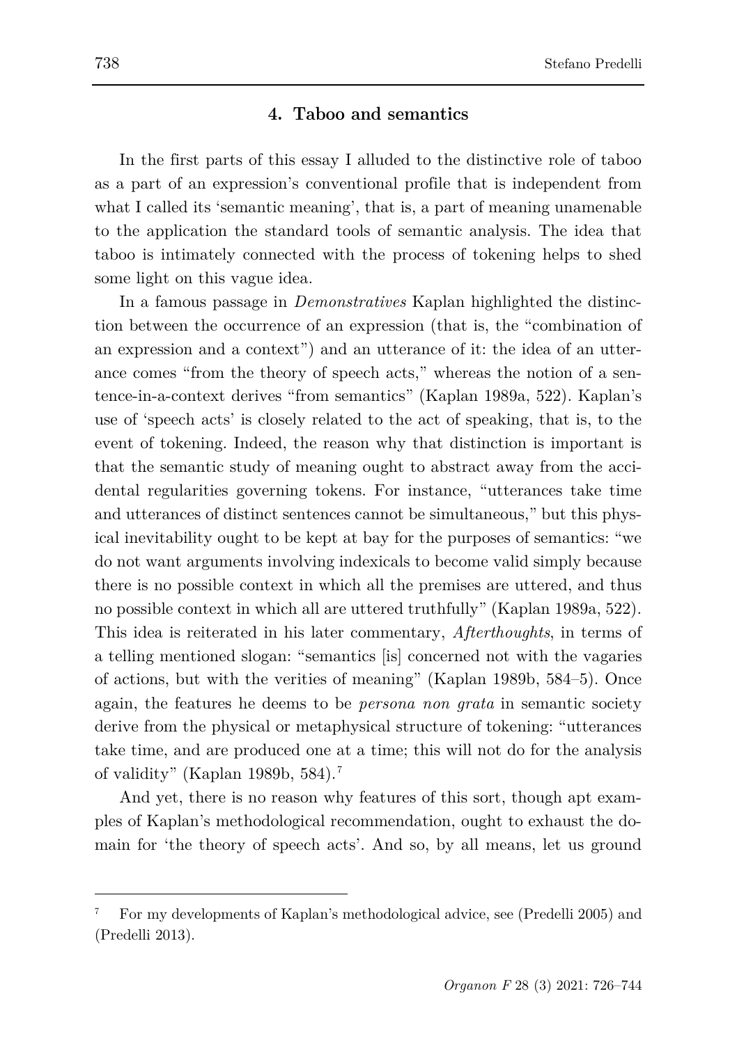## 4. Taboo and semantics

In the first parts of this essay I alluded to the distinctive role of taboo as a part of an expression's conventional profile that is independent from what I called its 'semantic meaning', that is, a part of meaning unamenable to the application the standard tools of semantic analysis. The idea that taboo is intimately connected with the process of tokening helps to shed some light on this vague idea.

In a famous passage in *Demonstratives* Kaplan highlighted the distinction between the occurrence of an expression (that is, the "combination of an expression and a context") and an utterance of it: the idea of an utterance comes "from the theory of speech acts," whereas the notion of a sentence-in-a-context derives "from semantics" (Kaplan 1989a, 522). Kaplan's use of 'speech acts' is closely related to the act of speaking, that is, to the event of tokening. Indeed, the reason why that distinction is important is that the semantic study of meaning ought to abstract away from the accidental regularities governing tokens. For instance, "utterances take time and utterances of distinct sentences cannot be simultaneous," but this physical inevitability ought to be kept at bay for the purposes of semantics: "we do not want arguments involving indexicals to become valid simply because there is no possible context in which all the premises are uttered, and thus no possible context in which all are uttered truthfully" (Kaplan 1989a, 522). This idea is reiterated in his later commentary, *Afterthoughts*, in terms of a telling mentioned slogan: "semantics [is] concerned not with the vagaries of actions, but with the verities of meaning" (Kaplan 1989b, 584–5). Once again, the features he deems to be *persona non grata* in semantic society derive from the physical or metaphysical structure of tokening: "utterances take time, and are produced one at a time; this will not do for the analysis of validity" (Kaplan 1989b, 584).[7]

And yet, there is no reason why features of this sort, though apt examples of Kaplan's methodological recommendation, ought to exhaust the domain for 'the theory of speech acts'. And so, by all means, let us ground

---

[7] For my developments of Kaplan's methodological advice, see (Predelli 2005) and (Predelli 2013).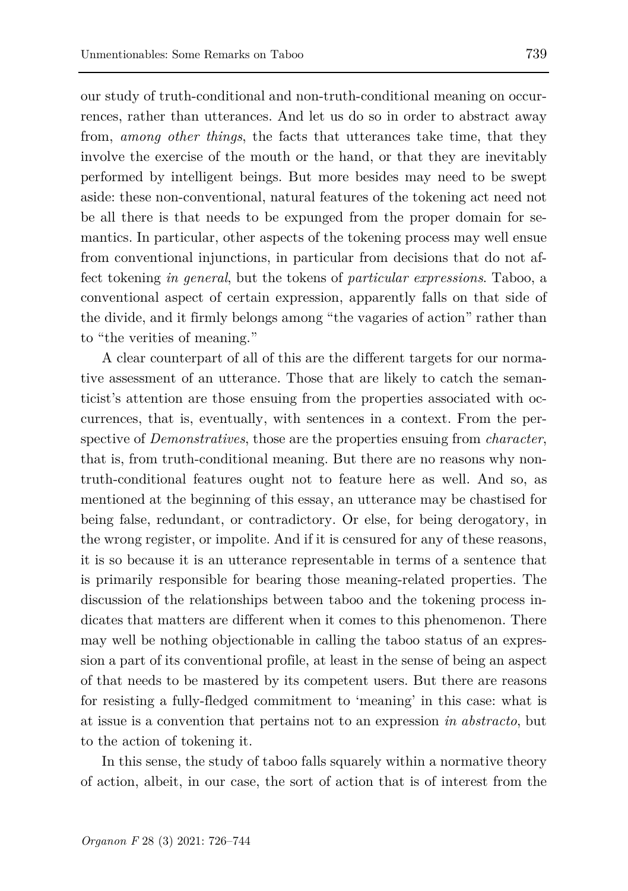our study of truth-conditional and non-truth-conditional meaning on occurrences, rather than utterances. And let us do so in order to abstract away from, *among other things*, the facts that utterances take time, that they involve the exercise of the mouth or the hand, or that they are inevitably performed by intelligent beings. But more besides may need to be swept aside: these non-conventional, natural features of the tokening act need not be all there is that needs to be expunged from the proper domain for semantics. In particular, other aspects of the tokening process may well ensue from conventional injunctions, in particular from decisions that do not affect tokening *in general*, but the tokens of *particular expressions*. Taboo, a conventional aspect of certain expression, apparently falls on that side of the divide, and it firmly belongs among "the vagaries of action" rather than to "the verities of meaning."

A clear counterpart of all of this are the different targets for our normative assessment of an utterance. Those that are likely to catch the semanticist's attention are those ensuing from the properties associated with occurrences, that is, eventually, with sentences in a context. From the perspective of *Demonstratives*, those are the properties ensuing from *character*, that is, from truth-conditional meaning. But there are no reasons why non-truth-conditional features ought not to feature here as well. And so, as mentioned at the beginning of this essay, an utterance may be chastised for being false, redundant, or contradictory. Or else, for being derogatory, in the wrong register, or impolite. And if it is censured for any of these reasons, it is so because it is an utterance representable in terms of a sentence that is primarily responsible for bearing those meaning-related properties. The discussion of the relationships between taboo and the tokening process indicates that matters are different when it comes to this phenomenon. There may well be nothing objectionable in calling the taboo status of an expression a part of its conventional profile, at least in the sense of being an aspect of that needs to be mastered by its competent users. But there are reasons for resisting a fully-fledged commitment to 'meaning' in this case: what is at issue is a convention that pertains not to an expression *in abstracto*, but to the action of tokening it.

In this sense, the study of taboo falls squarely within a normative theory of action, albeit, in our case, the sort of action that is of interest from the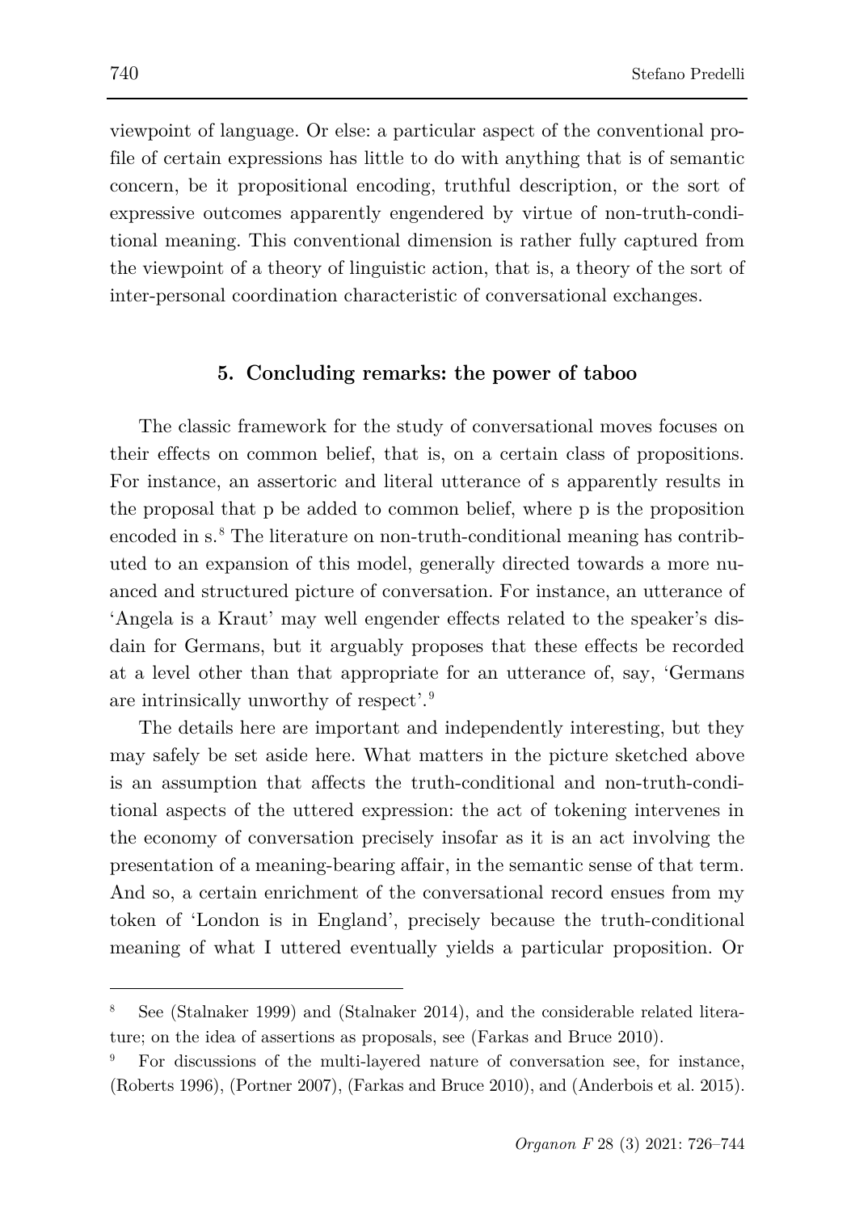viewpoint of language. Or else: a particular aspect of the conventional profile of certain expressions has little to do with anything that is of semantic concern, be it propositional encoding, truthful description, or the sort of expressive outcomes apparently engendered by virtue of non-truth-conditional meaning. This conventional dimension is rather fully captured from the viewpoint of a theory of linguistic action, that is, a theory of the sort of inter-personal coordination characteristic of conversational exchanges.

## 5. Concluding remarks: the power of taboo

The classic framework for the study of conversational moves focuses on their effects on common belief, that is, on a certain class of propositions. For instance, an assertoric and literal utterance of s apparently results in the proposal that p be added to common belief, where p is the proposition encoded in s.[8] The literature on non-truth-conditional meaning has contributed to an expansion of this model, generally directed towards a more nuanced and structured picture of conversation. For instance, an utterance of 'Angela is a Kraut' may well engender effects related to the speaker's disdain for Germans, but it arguably proposes that these effects be recorded at a level other than that appropriate for an utterance of, say, 'Germans are intrinsically unworthy of respect'.[9]

The details here are important and independently interesting, but they may safely be set aside here. What matters in the picture sketched above is an assumption that affects the truth-conditional and non-truth-conditional aspects of the uttered expression: the act of tokening intervenes in the economy of conversation precisely insofar as it is an act involving the presentation of a meaning-bearing affair, in the semantic sense of that term. And so, a certain enrichment of the conversational record ensues from my token of 'London is in England', precisely because the truth-conditional meaning of what I uttered eventually yields a particular proposition. Or

---

[8] See (Stalnaker 1999) and (Stalnaker 2014), and the considerable related literature; on the idea of assertions as proposals, see (Farkas and Bruce 2010).

[9] For discussions of the multi-layered nature of conversation see, for instance, (Roberts 1996), (Portner 2007), (Farkas and Bruce 2010), and (Anderbois et al. 2015).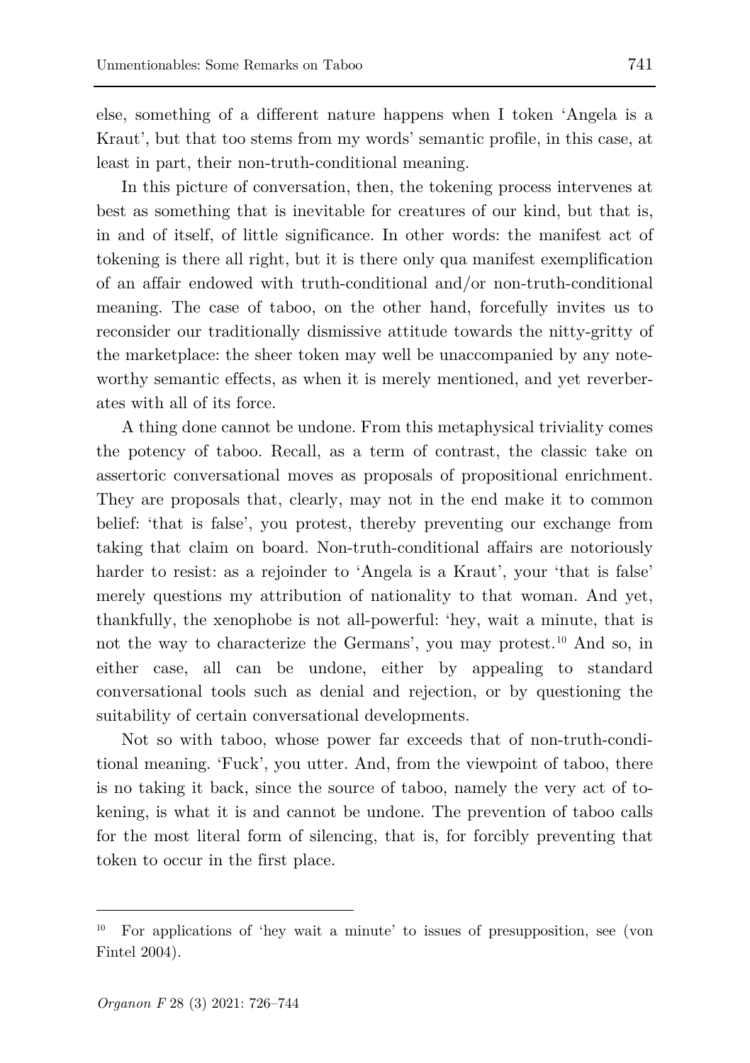else, something of a different nature happens when I token 'Angela is a Kraut', but that too stems from my words' semantic profile, in this case, at least in part, their non-truth-conditional meaning.

In this picture of conversation, then, the tokening process intervenes at best as something that is inevitable for creatures of our kind, but that is, in and of itself, of little significance. In other words: the manifest act of tokening is there all right, but it is there only qua manifest exemplification of an affair endowed with truth-conditional and/or non-truth-conditional meaning. The case of taboo, on the other hand, forcefully invites us to reconsider our traditionally dismissive attitude towards the nitty-gritty of the marketplace: the sheer token may well be unaccompanied by any noteworthy semantic effects, as when it is merely mentioned, and yet reverberates with all of its force.

A thing done cannot be undone. From this metaphysical triviality comes the potency of taboo. Recall, as a term of contrast, the classic take on assertoric conversational moves as proposals of propositional enrichment. They are proposals that, clearly, may not in the end make it to common belief: 'that is false', you protest, thereby preventing our exchange from taking that claim on board. Non-truth-conditional affairs are notoriously harder to resist: as a rejoinder to 'Angela is a Kraut', your 'that is false' merely questions my attribution of nationality to that woman. And yet, thankfully, the xenophobe is not all-powerful: 'hey, wait a minute, that is not the way to characterize the Germans', you may protest.[10] And so, in either case, all can be undone, either by appealing to standard conversational tools such as denial and rejection, or by questioning the suitability of certain conversational developments.

Not so with taboo, whose power far exceeds that of non-truth-conditional meaning. 'Fuck', you utter. And, from the viewpoint of taboo, there is no taking it back, since the source of taboo, namely the very act of tokening, is what it is and cannot be undone. The prevention of taboo calls for the most literal form of silencing, that is, for forcibly preventing that token to occur in the first place.

---

[10] For applications of 'hey wait a minute' to issues of presupposition, see (von Fintel 2004).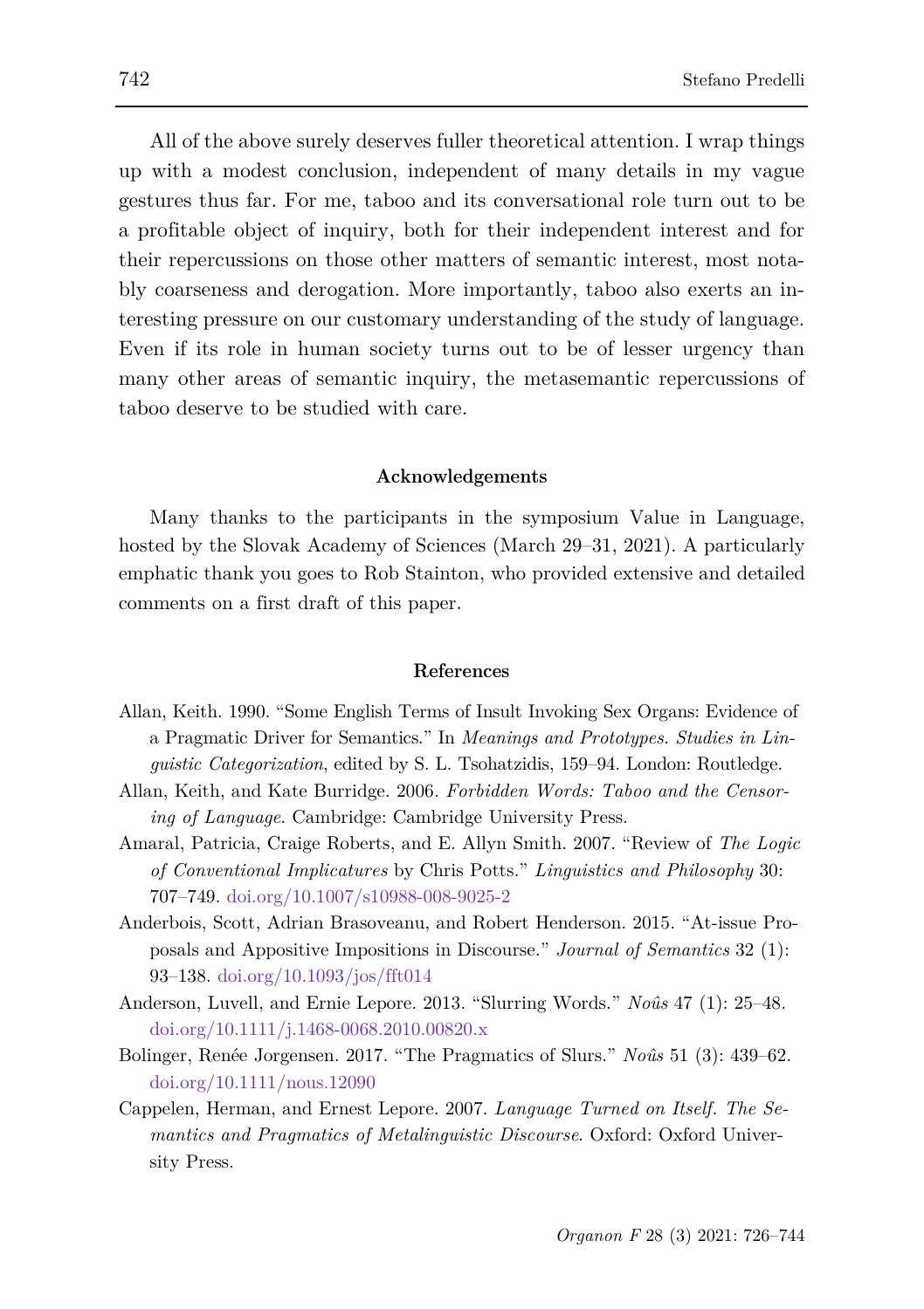All of the above surely deserves fuller theoretical attention. I wrap things up with a modest conclusion, independent of many details in my vague gestures thus far. For me, taboo and its conversational role turn out to be a profitable object of inquiry, both for their independent interest and for their repercussions on those other matters of semantic interest, most notably coarseness and derogation. More importantly, taboo also exerts an interesting pressure on our customary understanding of the study of language. Even if its role in human society turns out to be of lesser urgency than many other areas of semantic inquiry, the metasemantic repercussions of taboo deserve to be studied with care.

## Acknowledgements

Many thanks to the participants in the symposium Value in Language, hosted by the Slovak Academy of Sciences (March 29–31, 2021). A particularly emphatic thank you goes to Rob Stainton, who provided extensive and detailed comments on a first draft of this paper.

## References

Allan, Keith. 1990. "Some English Terms of Insult Invoking Sex Organs: Evidence of a Pragmatic Driver for Semantics." In *Meanings and Prototypes. Studies in Linguistic Categorization*, edited by S. L. Tsohatzidis, 159–94. London: Routledge.

Allan, Keith, and Kate Burridge. 2006. *Forbidden Words: Taboo and the Censoring of Language*. Cambridge: Cambridge University Press.

Amaral, Patricia, Craige Roberts, and E. Allyn Smith. 2007. "Review of *The Logic of Conventional Implicatures* by Chris Potts." *Linguistics and Philosophy* 30: 707–749. doi.org/10.1007/s10988-008-9025-2

Anderbois, Scott, Adrian Brasoveanu, and Robert Henderson. 2015. "At-issue Proposals and Appositive Impositions in Discourse." *Journal of Semantics* 32 (1): 93–138. doi.org/10.1093/jos/fft014

Anderson, Luvell, and Ernie Lepore. 2013. "Slurring Words." *Noûs* 47 (1): 25–48. doi.org/10.1111/j.1468-0068.2010.00820.x

Bolinger, Renée Jorgensen. 2017. "The Pragmatics of Slurs." *Noûs* 51 (3): 439–62. doi.org/10.1111/nous.12090

Cappelen, Herman, and Ernest Lepore. 2007. *Language Turned on Itself. The Semantics and Pragmatics of Metalinguistic Discourse*. Oxford: Oxford University Press.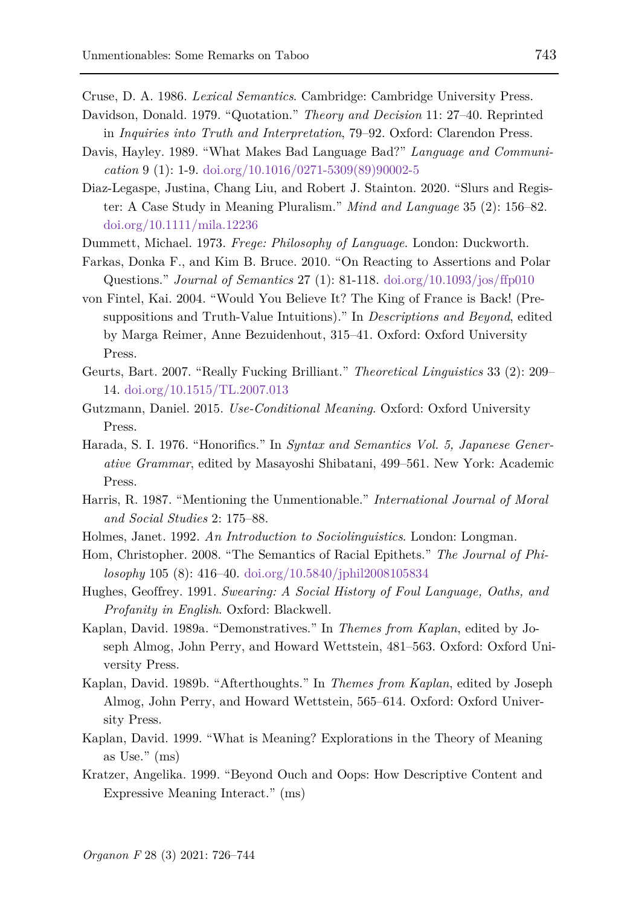Cruse, D. A. 1986. *Lexical Semantics*. Cambridge: Cambridge University Press.

Davidson, Donald. 1979. "Quotation." *Theory and Decision* 11: 27–40. Reprinted in *Inquiries into Truth and Interpretation*, 79–92. Oxford: Clarendon Press.

Davis, Hayley. 1989. "What Makes Bad Language Bad?" *Language and Communication* 9 (1): 1-9. doi.org/10.1016/0271-5309(89)90002-5

Diaz-Legaspe, Justina, Chang Liu, and Robert J. Stainton. 2020. "Slurs and Register: A Case Study in Meaning Pluralism." *Mind and Language* 35 (2): 156–82. doi.org/10.1111/mila.12236

Dummett, Michael. 1973. *Frege: Philosophy of Language*. London: Duckworth.

Farkas, Donka F., and Kim B. Bruce. 2010. "On Reacting to Assertions and Polar Questions." *Journal of Semantics* 27 (1): 81-118. doi.org/10.1093/jos/ffp010

von Fintel, Kai. 2004. "Would You Believe It? The King of France is Back! (Presuppositions and Truth-Value Intuitions)." In *Descriptions and Beyond*, edited by Marga Reimer, Anne Bezuidenhout, 315–41. Oxford: Oxford University Press.

Geurts, Bart. 2007. "Really Fucking Brilliant." *Theoretical Linguistics* 33 (2): 209–14. doi.org/10.1515/TL.2007.013

Gutzmann, Daniel. 2015. *Use-Conditional Meaning*. Oxford: Oxford University Press.

Harada, S. I. 1976. "Honorifics." In *Syntax and Semantics Vol. 5, Japanese Generative Grammar*, edited by Masayoshi Shibatani, 499–561. New York: Academic Press.

Harris, R. 1987. "Mentioning the Unmentionable." *International Journal of Moral and Social Studies* 2: 175–88.

Holmes, Janet. 1992. *An Introduction to Sociolinguistics*. London: Longman.

Hom, Christopher. 2008. "The Semantics of Racial Epithets." *The Journal of Philosophy* 105 (8): 416–40. doi.org/10.5840/jphil2008105834

Hughes, Geoffrey. 1991. *Swearing: A Social History of Foul Language, Oaths, and Profanity in English*. Oxford: Blackwell.

Kaplan, David. 1989a. "Demonstratives." In *Themes from Kaplan*, edited by Joseph Almog, John Perry, and Howard Wettstein, 481–563. Oxford: Oxford University Press.

Kaplan, David. 1989b. "Afterthoughts." In *Themes from Kaplan*, edited by Joseph Almog, John Perry, and Howard Wettstein, 565–614. Oxford: Oxford University Press.

Kaplan, David. 1999. "What is Meaning? Explorations in the Theory of Meaning as Use." (ms)

Kratzer, Angelika. 1999. "Beyond Ouch and Oops: How Descriptive Content and Expressive Meaning Interact." (ms)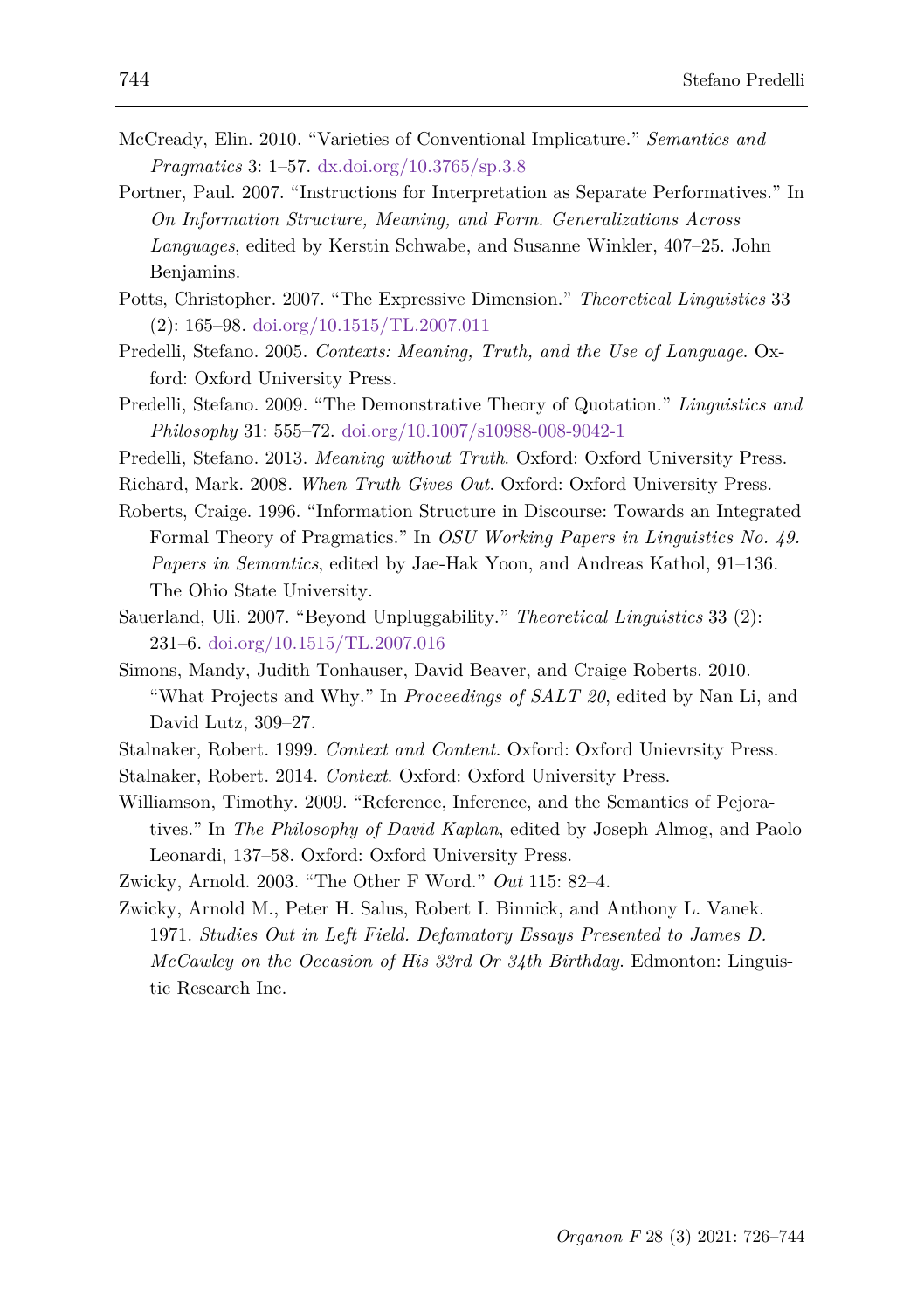McCready, Elin. 2010. "Varieties of Conventional Implicature." *Semantics and Pragmatics* 3: 1–57. dx.doi.org/10.3765/sp.3.8

Portner, Paul. 2007. "Instructions for Interpretation as Separate Performatives." In *On Information Structure, Meaning, and Form. Generalizations Across Languages*, edited by Kerstin Schwabe, and Susanne Winkler, 407–25. John Benjamins.

Potts, Christopher. 2007. "The Expressive Dimension." *Theoretical Linguistics* 33 (2): 165–98. doi.org/10.1515/TL.2007.011

Predelli, Stefano. 2005. *Contexts: Meaning, Truth, and the Use of Language*. Oxford: Oxford University Press.

Predelli, Stefano. 2009. "The Demonstrative Theory of Quotation." *Linguistics and Philosophy* 31: 555–72. doi.org/10.1007/s10988-008-9042-1

Predelli, Stefano. 2013. *Meaning without Truth*. Oxford: Oxford University Press.

Richard, Mark. 2008. *When Truth Gives Out*. Oxford: Oxford University Press.

Roberts, Craige. 1996. "Information Structure in Discourse: Towards an Integrated Formal Theory of Pragmatics." In *OSU Working Papers in Linguistics No. 49. Papers in Semantics*, edited by Jae-Hak Yoon, and Andreas Kathol, 91–136. The Ohio State University.

Sauerland, Uli. 2007. "Beyond Unpluggability." *Theoretical Linguistics* 33 (2): 231–6. doi.org/10.1515/TL.2007.016

Simons, Mandy, Judith Tonhauser, David Beaver, and Craige Roberts. 2010. "What Projects and Why." In *Proceedings of SALT 20*, edited by Nan Li, and David Lutz, 309–27.

Stalnaker, Robert. 1999. *Context and Content*. Oxford: Oxford Unievrsity Press.

Stalnaker, Robert. 2014. *Context*. Oxford: Oxford University Press.

Williamson, Timothy. 2009. "Reference, Inference, and the Semantics of Pejoratives." In *The Philosophy of David Kaplan*, edited by Joseph Almog, and Paolo Leonardi, 137–58. Oxford: Oxford University Press.

Zwicky, Arnold. 2003. "The Other F Word." *Out* 115: 82–4.

Zwicky, Arnold M., Peter H. Salus, Robert I. Binnick, and Anthony L. Vanek. 1971. *Studies Out in Left Field. Defamatory Essays Presented to James D. McCawley on the Occasion of His 33rd Or 34th Birthday*. Edmonton: Linguistic Research Inc.